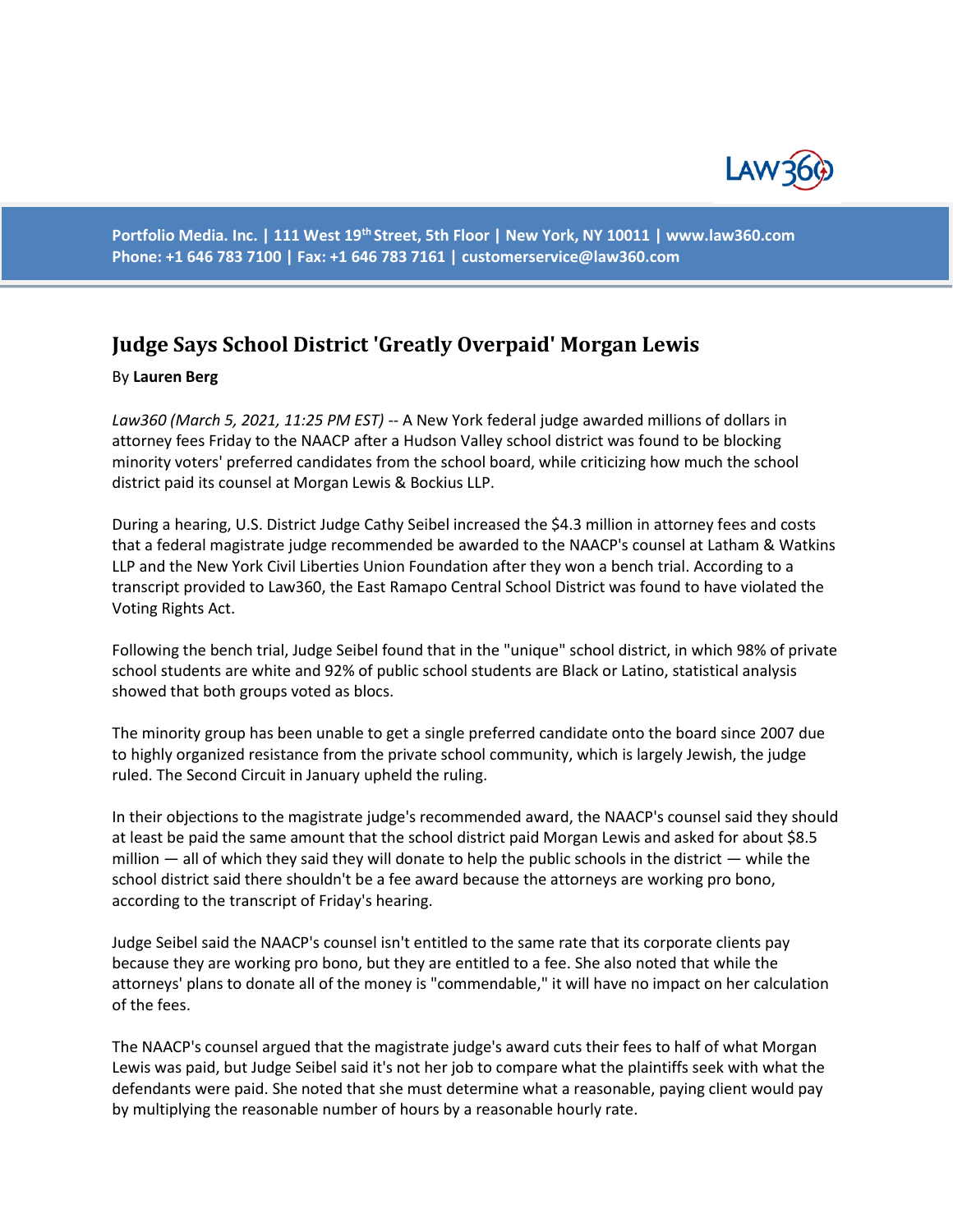Portfolio Media. Inc. | 111 West 19th Street, 5th Floor | New York, NY 10011 | www.law360.com
Phone: +1 646 783 7100 | Fax: +1 646 783 7161 | customerservice@law360.com

# Judge Says School District 'Greatly Overpaid' Morgan Lewis

By **Lauren Berg**

*Law360 (March 5, 2021, 11:25 PM EST)* -- A New York federal judge awarded millions of dollars in attorney fees Friday to the NAACP after a Hudson Valley school district was found to be blocking minority voters' preferred candidates from the school board, while criticizing how much the school district paid its counsel at Morgan Lewis & Bockius LLP.

During a hearing, U.S. District Judge Cathy Seibel increased the $4.3 million in attorney fees and costs that a federal magistrate judge recommended be awarded to the NAACP's counsel at Latham & Watkins LLP and the New York Civil Liberties Union Foundation after they won a bench trial. According to a transcript provided to Law360, the East Ramapo Central School District was found to have violated the Voting Rights Act.

Following the bench trial, Judge Seibel found that in the "unique" school district, in which 98% of private school students are white and 92% of public school students are Black or Latino, statistical analysis showed that both groups voted as blocs.

The minority group has been unable to get a single preferred candidate onto the board since 2007 due to highly organized resistance from the private school community, which is largely Jewish, the judge ruled. The Second Circuit in January upheld the ruling.

In their objections to the magistrate judge's recommended award, the NAACP's counsel said they should at least be paid the same amount that the school district paid Morgan Lewis and asked for about $8.5 million — all of which they said they will donate to help the public schools in the district — while the school district said there shouldn't be a fee award because the attorneys are working pro bono, according to the transcript of Friday's hearing.

Judge Seibel said the NAACP's counsel isn't entitled to the same rate that its corporate clients pay because they are working pro bono, but they are entitled to a fee. She also noted that while the attorneys' plans to donate all of the money is "commendable," it will have no impact on her calculation of the fees.

The NAACP's counsel argued that the magistrate judge's award cuts their fees to half of what Morgan Lewis was paid, but Judge Seibel said it's not her job to compare what the plaintiffs seek with what the defendants were paid. She noted that she must determine what a reasonable, paying client would pay by multiplying the reasonable number of hours by a reasonable hourly rate.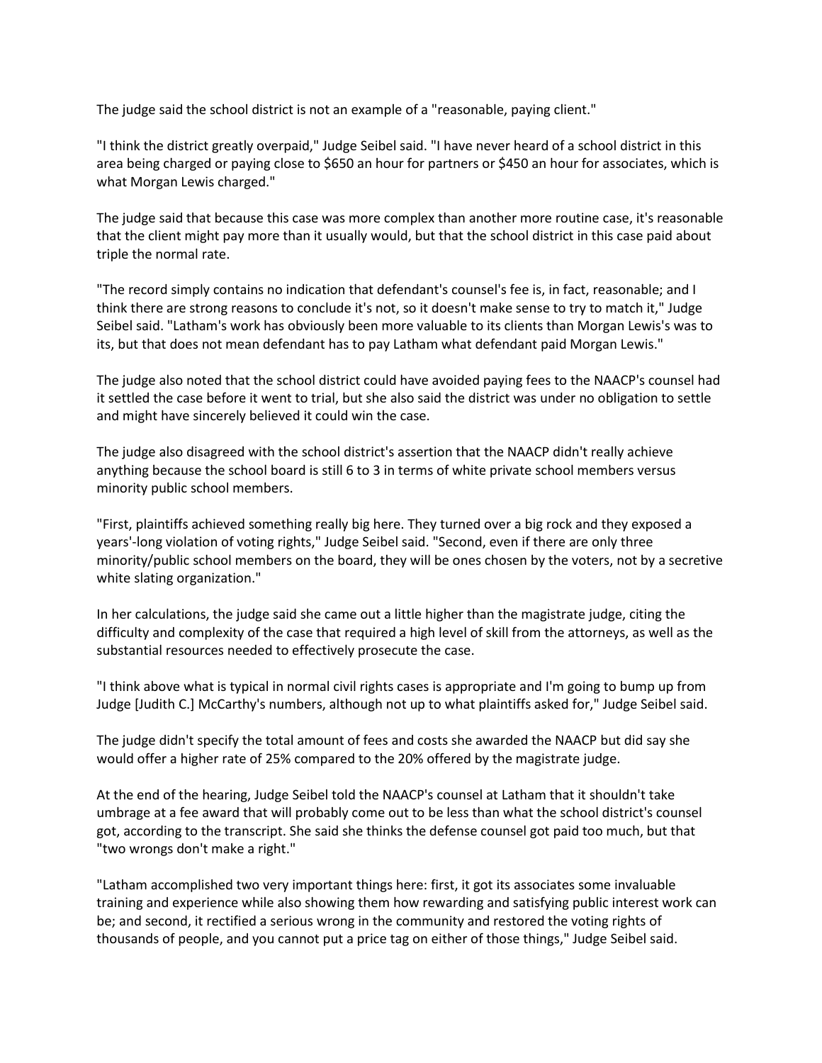The judge said the school district is not an example of a "reasonable, paying client."

"I think the district greatly overpaid," Judge Seibel said. "I have never heard of a school district in this area being charged or paying close to $650 an hour for partners or $450 an hour for associates, which is what Morgan Lewis charged."

The judge said that because this case was more complex than another more routine case, it's reasonable that the client might pay more than it usually would, but that the school district in this case paid about triple the normal rate.

"The record simply contains no indication that defendant's counsel's fee is, in fact, reasonable; and I think there are strong reasons to conclude it's not, so it doesn't make sense to try to match it," Judge Seibel said. "Latham's work has obviously been more valuable to its clients than Morgan Lewis's was to its, but that does not mean defendant has to pay Latham what defendant paid Morgan Lewis."

The judge also noted that the school district could have avoided paying fees to the NAACP's counsel had it settled the case before it went to trial, but she also said the district was under no obligation to settle and might have sincerely believed it could win the case.

The judge also disagreed with the school district's assertion that the NAACP didn't really achieve anything because the school board is still 6 to 3 in terms of white private school members versus minority public school members.

"First, plaintiffs achieved something really big here. They turned over a big rock and they exposed a years'-long violation of voting rights," Judge Seibel said. "Second, even if there are only three minority/public school members on the board, they will be ones chosen by the voters, not by a secretive white slating organization."

In her calculations, the judge said she came out a little higher than the magistrate judge, citing the difficulty and complexity of the case that required a high level of skill from the attorneys, as well as the substantial resources needed to effectively prosecute the case.

"I think above what is typical in normal civil rights cases is appropriate and I'm going to bump up from Judge [Judith C.] McCarthy's numbers, although not up to what plaintiffs asked for," Judge Seibel said.

The judge didn't specify the total amount of fees and costs she awarded the NAACP but did say she would offer a higher rate of 25% compared to the 20% offered by the magistrate judge.

At the end of the hearing, Judge Seibel told the NAACP's counsel at Latham that it shouldn't take umbrage at a fee award that will probably come out to be less than what the school district's counsel got, according to the transcript. She said she thinks the defense counsel got paid too much, but that "two wrongs don't make a right."

"Latham accomplished two very important things here: first, it got its associates some invaluable training and experience while also showing them how rewarding and satisfying public interest work can be; and second, it rectified a serious wrong in the community and restored the voting rights of thousands of people, and you cannot put a price tag on either of those things," Judge Seibel said.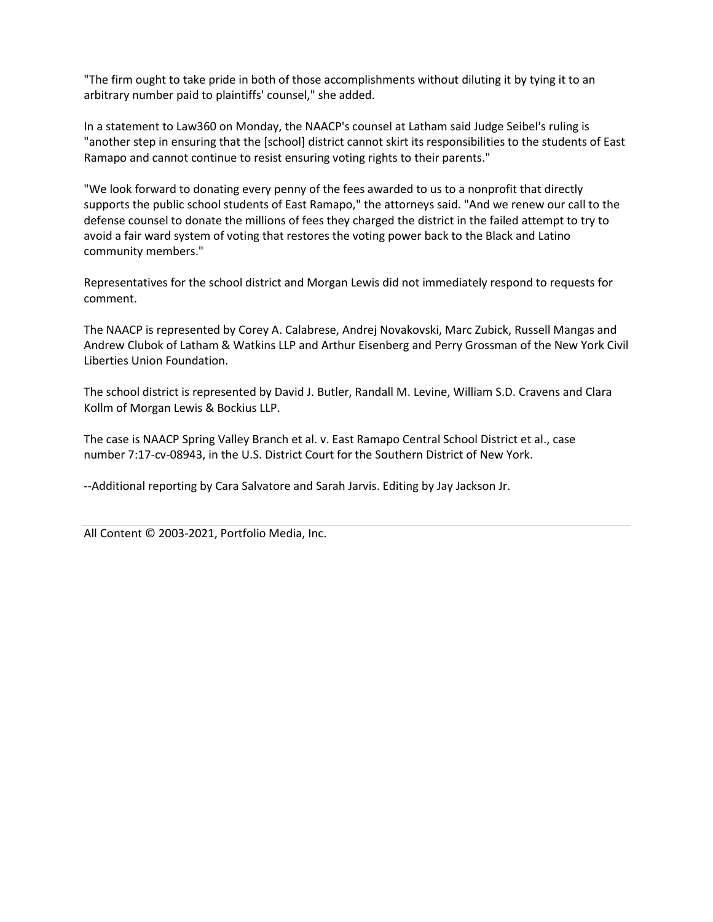"The firm ought to take pride in both of those accomplishments without diluting it by tying it to an arbitrary number paid to plaintiffs' counsel," she added.

In a statement to Law360 on Monday, the NAACP's counsel at Latham said Judge Seibel's ruling is "another step in ensuring that the [school] district cannot skirt its responsibilities to the students of East Ramapo and cannot continue to resist ensuring voting rights to their parents."

"We look forward to donating every penny of the fees awarded to us to a nonprofit that directly supports the public school students of East Ramapo," the attorneys said. "And we renew our call to the defense counsel to donate the millions of fees they charged the district in the failed attempt to try to avoid a fair ward system of voting that restores the voting power back to the Black and Latino community members."

Representatives for the school district and Morgan Lewis did not immediately respond to requests for comment.

The NAACP is represented by Corey A. Calabrese, Andrej Novakovski, Marc Zubick, Russell Mangas and Andrew Clubok of Latham & Watkins LLP and Arthur Eisenberg and Perry Grossman of the New York Civil Liberties Union Foundation.

The school district is represented by David J. Butler, Randall M. Levine, William S.D. Cravens and Clara Kollm of Morgan Lewis & Bockius LLP.

The case is NAACP Spring Valley Branch et al. v. East Ramapo Central School District et al., case number 7:17-cv-08943, in the U.S. District Court for the Southern District of New York.

--Additional reporting by Cara Salvatore and Sarah Jarvis. Editing by Jay Jackson Jr.

---

All Content © 2003-2021, Portfolio Media, Inc.